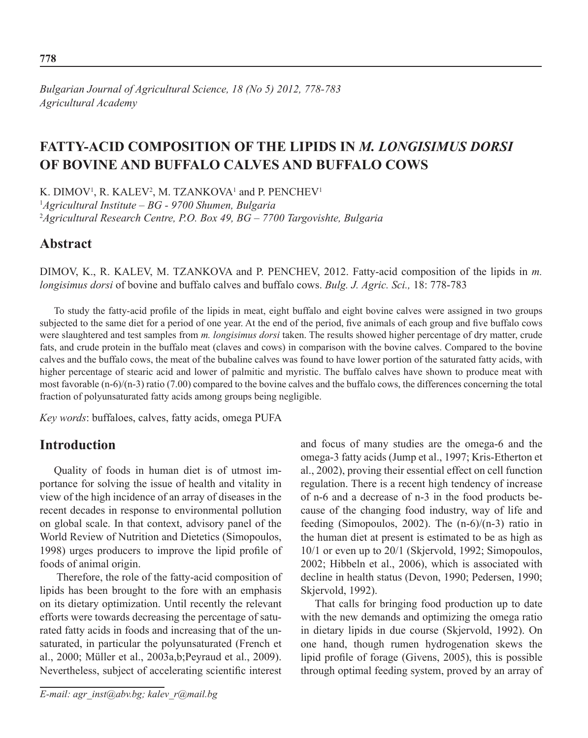*Bulgarian Journal of Agricultural Science, 18 (No 5) 2012, 778-783*
*Agricultural Academy*

# FATTY-ACID COMPOSITION OF THE LIPIDS IN *M. LONGISIMUS DORSI* OF BOVINE AND BUFFALO CALVES AND BUFFALO COWS

K. DIMOV[1], R. KALEV[2], M. TZANKOVA[1] and P. PENCHEV[1]

[1]*Agricultural Institute – BG - 9700 Shumen, Bulgaria*
[2]*Agricultural Research Centre, P.O. Box 49, BG – 7700 Targovishte, Bulgaria*

## Abstract

DIMOV, K., R. KALEV, M. TZANKOVA and P. PENCHEV, 2012. Fatty-acid composition of the lipids in *m. longisimus dorsi* of bovine and buffalo calves and buffalo cows. *Bulg. J. Agric. Sci.,* 18: 778-783

To study the fatty-acid profile of the lipids in meat, eight buffalo and eight bovine calves were assigned in two groups subjected to the same diet for a period of one year. At the end of the period, five animals of each group and five buffalo cows were slaughtered and test samples from *m. longisimus dorsi* taken. The results showed higher percentage of dry matter, crude fats, and crude protein in the buffalo meat (claves and cows) in comparison with the bovine calves. Compared to the bovine calves and the buffalo cows, the meat of the bubaline calves was found to have lower portion of the saturated fatty acids, with higher percentage of stearic acid and lower of palmitic and myristic. The buffalo calves have shown to produce meat with most favorable (n-6)/(n-3) ratio (7.00) compared to the bovine calves and the buffalo cows, the differences concerning the total fraction of polyunsaturated fatty acids among groups being negligible.

*Key words*: buffaloes, calves, fatty acids, omega PUFA

## Introduction

Quality of foods in human diet is of utmost importance for solving the issue of health and vitality in view of the high incidence of an array of diseases in the recent decades in response to environmental pollution on global scale. In that context, advisory panel of the World Review of Nutrition and Dietetics (Simopoulos, 1998) urges producers to improve the lipid profile of foods of animal origin.

Therefore, the role of the fatty-acid composition of lipids has been brought to the fore with an emphasis on its dietary optimization. Until recently the relevant efforts were towards decreasing the percentage of saturated fatty acids in foods and increasing that of the unsaturated, in particular the polyunsaturated (French et al., 2000; Müller et al., 2003a,b;Peyraud et al., 2009). Nevertheless, subject of accelerating scientific interest and focus of many studies are the omega-6 and the omega-3 fatty acids (Jump et al., 1997; Kris-Etherton et al., 2002), proving their essential effect on cell function regulation. There is a recent high tendency of increase of n-6 and a decrease of n-3 in the food products because of the changing food industry, way of life and feeding (Simopoulos, 2002). The (n-6)/(n-3) ratio in the human diet at present is estimated to be as high as 10/1 or even up to 20/1 (Skjervold, 1992; Simopoulos, 2002; Hibbeln et al., 2006), which is associated with decline in health status (Devon, 1990; Pedersen, 1990; Skjervold, 1992).

That calls for bringing food production up to date with the new demands and optimizing the omega ratio in dietary lipids in due course (Skjervold, 1992). On one hand, though rumen hydrogenation skews the lipid profile of forage (Givens, 2005), this is possible through optimal feeding system, proved by an array of

*E-mail: agr_inst@abv.bg; kalev_r@mail.bg*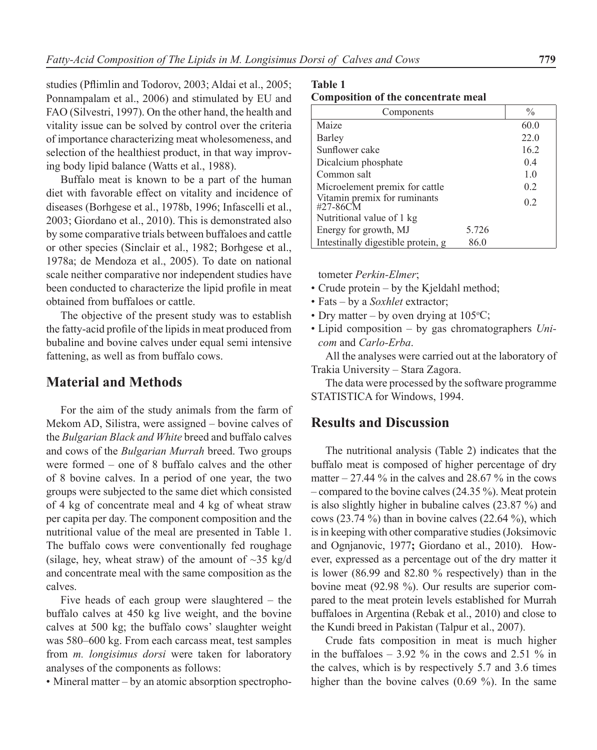studies (Pflimlin and Todorov, 2003; Aldai et al., 2005; Ponnampalam et al., 2006) and stimulated by EU and FAO (Silvestri, 1997). On the other hand, the health and vitality issue can be solved by control over the criteria of importance characterizing meat wholesomeness, and selection of the healthiest product, in that way improving body lipid balance (Watts et al., 1988).

Buffalo meat is known to be a part of the human diet with favorable effect on vitality and incidence of diseases (Borhgese et al., 1978b, 1996; Infascelli et al., 2003; Giordano et al., 2010). This is demonstrated also by some comparative trials between buffaloes and cattle or other species (Sinclair et al., 1982; Borhgese et al., 1978a; de Mendoza et al., 2005). To date on national scale neither comparative nor independent studies have been conducted to characterize the lipid profile in meat obtained from buffaloes or cattle.

The objective of the present study was to establish the fatty-acid profile of the lipids in meat produced from bubaline and bovine calves under equal semi intensive fattening, as well as from buffalo cows.

## Material and Methods

For the aim of the study animals from the farm of Mekom AD, Silistra, were assigned – bovine calves of the *Bulgarian Black and White* breed and buffalo calves and cows of the *Bulgarian Murrah* breed. Two groups were formed – one of 8 buffalo calves and the other of 8 bovine calves. In a period of one year, the two groups were subjected to the same diet which consisted of 4 kg of concentrate meal and 4 kg of wheat straw per capita per day. The component composition and the nutritional value of the meal are presented in Table 1. The buffalo cows were conventionally fed roughage (silage, hey, wheat straw) of the amount of ~35 kg/d and concentrate meal with the same composition as the calves.

Five heads of each group were slaughtered – the buffalo calves at 450 kg live weight, and the bovine calves at 500 kg; the buffalo cows' slaughter weight was 580–600 kg. From each carcass meat, test samples from *m. longisimus dorsi* were taken for laboratory analyses of the components as follows:

**Table 1**
**Composition of the concentrate meal**

| Components | | % |
|---|---|---|
| Maize | | 60.0 |
| Barley | | 22.0 |
| Sunflower cake | | 16.2 |
| Dicalcium phosphate | | 0.4 |
| Common salt | | 1.0 |
| Microelement premix for cattle | | 0.2 |
| Vitamin premix for ruminants #27-86CM | | 0.2 |
| Nutritional value of 1 kg | | |
| Energy for growth, MJ | 5.726 | |
| Intestinally digestible protein, g | 86.0 | |

- Mineral matter – by an atomic absorption spectrophotometer *Perkin-Elmer*;
- Crude protein – by the Kjeldahl method;
- Fats – by a *Soxhlet* extractor;
- Dry matter – by oven drying at 105°C;
- Lipid composition – by gas chromatographers *Unicom* and *Carlo-Erba*.

All the analyses were carried out at the laboratory of Trakia University – Stara Zagora.

The data were processed by the software programme STATISTICA for Windows, 1994.

## Results and Discussion

The nutritional analysis (Table 2) indicates that the buffalo meat is composed of higher percentage of dry matter – 27.44 % in the calves and 28.67 % in the cows – compared to the bovine calves (24.35 %). Meat protein is also slightly higher in bubaline calves (23.87 %) and cows (23.74 %) than in bovine calves (22.64 %), which is in keeping with other comparative studies (Joksimovic and Ognjanovic, 1977**;** Giordano et al., 2010). However, expressed as a percentage out of the dry matter it is lower (86.99 and 82.80 % respectively) than in the bovine meat (92.98 %). Our results are superior compared to the meat protein levels established for Murrah buffaloes in Argentina (Rebak et al., 2010) and close to the Kundi breed in Pakistan (Talpur et al., 2007).

Crude fats composition in meat is much higher in the buffaloes – 3.92 % in the cows and 2.51 % in the calves, which is by respectively 5.7 and 3.6 times higher than the bovine calves (0.69 %). In the same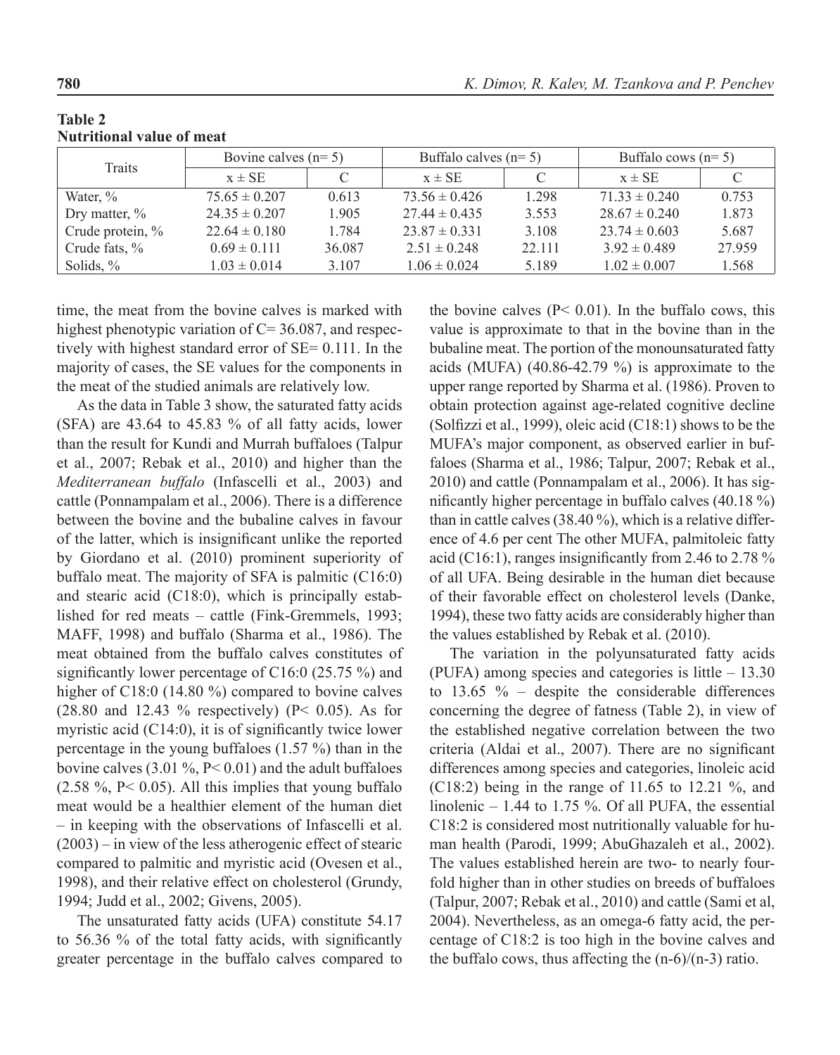**Table 2**
**Nutritional value of meat**

| Traits | Bovine calves (n= 5) | | Buffalo calves (n= 5) | | Buffalo cows (n= 5) | |
|---|---|---|---|---|---|---|
| | x ± SE | C | x ± SE | C | x ± SE | C |
| Water, % | 75.65 ± 0.207 | 0.613 | 73.56 ± 0.426 | 1.298 | 71.33 ± 0.240 | 0.753 |
| Dry matter, % | 24.35 ± 0.207 | 1.905 | 27.44 ± 0.435 | 3.553 | 28.67 ± 0.240 | 1.873 |
| Crude protein, % | 22.64 ± 0.180 | 1.784 | 23.87 ± 0.331 | 3.108 | 23.74 ± 0.603 | 5.687 |
| Crude fats, % | 0.69 ± 0.111 | 36.087 | 2.51 ± 0.248 | 22.111 | 3.92 ± 0.489 | 27.959 |
| Solids, % | 1.03 ± 0.014 | 3.107 | 1.06 ± 0.024 | 5.189 | 1.02 ± 0.007 | 1.568 |

time, the meat from the bovine calves is marked with highest phenotypic variation of C= 36.087, and respectively with highest standard error of SE= 0.111. In the majority of cases, the SE values for the components in the meat of the studied animals are relatively low.

As the data in Table 3 show, the saturated fatty acids (SFA) are 43.64 to 45.83 % of all fatty acids, lower than the result for Kundi and Murrah buffaloes (Talpur et al., 2007; Rebak et al., 2010) and higher than the *Mediterranean buffalo* (Infascelli et al., 2003) and cattle (Ponnampalam et al., 2006). There is a difference between the bovine and the bubaline calves in favour of the latter, which is insignificant unlike the reported by Giordano et al. (2010) prominent superiority of buffalo meat. The majority of SFA is palmitic (C16:0) and stearic acid (C18:0), which is principally established for red meats – cattle (Fink-Gremmels, 1993; MAFF, 1998) and buffalo (Sharma et al., 1986). The meat obtained from the buffalo calves constitutes of significantly lower percentage of C16:0 (25.75 %) and higher of C18:0 (14.80 %) compared to bovine calves (28.80 and 12.43 % respectively) ($P< 0.05$). As for myristic acid (C14:0), it is of significantly twice lower percentage in the young buffaloes (1.57 %) than in the bovine calves (3.01 %, $P< 0.01$) and the adult buffaloes (2.58 %, $P< 0.05$). All this implies that young buffalo meat would be a healthier element of the human diet – in keeping with the observations of Infascelli et al. (2003) – in view of the less atherogenic effect of stearic compared to palmitic and myristic acid (Ovesen et al., 1998), and their relative effect on cholesterol (Grundy, 1994; Judd et al., 2002; Givens, 2005).

The unsaturated fatty acids (UFA) constitute 54.17 to 56.36 % of the total fatty acids, with significantly greater percentage in the buffalo calves compared to the bovine calves ($P< 0.01$). In the buffalo cows, this value is approximate to that in the bovine than in the bubaline meat. The portion of the monounsaturated fatty acids (MUFA) (40.86-42.79 %) is approximate to the upper range reported by Sharma et al. (1986). Proven to obtain protection against age-related cognitive decline (Solfizzi et al., 1999), oleic acid (C18:1) shows to be the MUFA's major component, as observed earlier in buffaloes (Sharma et al., 1986; Talpur, 2007; Rebak et al., 2010) and cattle (Ponnampalam et al., 2006). It has significantly higher percentage in buffalo calves (40.18 %) than in cattle calves (38.40 %), which is a relative difference of 4.6 per cent The other MUFA, palmitoleic fatty acid (C16:1), ranges insignificantly from 2.46 to 2.78 % of all UFA. Being desirable in the human diet because of their favorable effect on cholesterol levels (Danke, 1994), these two fatty acids are considerably higher than the values established by Rebak et al. (2010).

The variation in the polyunsaturated fatty acids (PUFA) among species and categories is little – 13.30 to 13.65 % – despite the considerable differences concerning the degree of fatness (Table 2), in view of the established negative correlation between the two criteria (Aldai et al., 2007). There are no significant differences among species and categories, linoleic acid (C18:2) being in the range of 11.65 to 12.21 %, and linolenic – 1.44 to 1.75 %. Of all PUFA, the essential C18:2 is considered most nutritionally valuable for human health (Parodi, 1999; AbuGhazaleh et al., 2002). The values established herein are two- to nearly fourfold higher than in other studies on breeds of buffaloes (Talpur, 2007; Rebak et al., 2010) and cattle (Sami et al, 2004). Nevertheless, as an omega-6 fatty acid, the percentage of C18:2 is too high in the bovine calves and the buffalo cows, thus affecting the (n-6)/(n-3) ratio.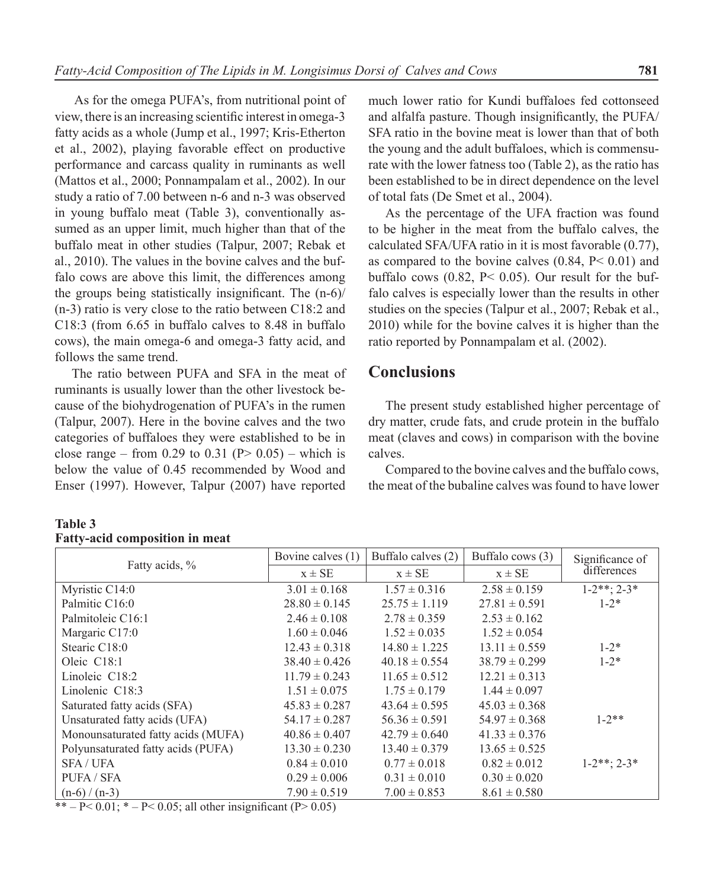As for the omega PUFA's, from nutritional point of view, there is an increasing scientific interest in omega-3 fatty acids as a whole (Jump et al., 1997; Kris-Etherton et al., 2002), playing favorable effect on productive performance and carcass quality in ruminants as well (Mattos et al., 2000; Ponnampalam et al., 2002). In our study a ratio of 7.00 between n-6 and n-3 was observed in young buffalo meat (Table 3), conventionally assumed as an upper limit, much higher than that of the buffalo meat in other studies (Talpur, 2007; Rebak et al., 2010). The values in the bovine calves and the buffalo cows are above this limit, the differences among the groups being statistically insignificant. The (n-6)/(n-3) ratio is very close to the ratio between C18:2 and C18:3 (from 6.65 in buffalo calves to 8.48 in buffalo cows), the main omega-6 and omega-3 fatty acid, and follows the same trend.

The ratio between PUFA and SFA in the meat of ruminants is usually lower than the other livestock because of the biohydrogenation of PUFA's in the rumen (Talpur, 2007). Here in the bovine calves and the two categories of buffaloes they were established to be in close range – from 0.29 to 0.31 ($P > 0.05$) – which is below the value of 0.45 recommended by Wood and Enser (1997). However, Talpur (2007) have reported much lower ratio for Kundi buffaloes fed cottonseed and alfalfa pasture. Though insignificantly, the PUFA/SFA ratio in the bovine meat is lower than that of both the young and the adult buffaloes, which is commensurate with the lower fatness too (Table 2), as the ratio has been established to be in direct dependence on the level of total fats (De Smet et al., 2004).

As the percentage of the UFA fraction was found to be higher in the meat from the buffalo calves, the calculated SFA/UFA ratio in it is most favorable (0.77), as compared to the bovine calves (0.84, $P < 0.01$) and buffalo cows (0.82, $P < 0.05$). Our result for the buffalo calves is especially lower than the results in other studies on the species (Talpur et al., 2007; Rebak et al., 2010) while for the bovine calves it is higher than the ratio reported by Ponnampalam et al. (2002).

## Conclusions

The present study established higher percentage of dry matter, crude fats, and crude protein in the buffalo meat (claves and cows) in comparison with the bovine calves.

Compared to the bovine calves and the buffalo cows, the meat of the bubaline calves was found to have lower

**Table 3**
**Fatty-acid composition in meat**

| Fatty acids, % | Bovine calves (1) | Buffalo calves (2) | Buffalo cows (3) | Significance of differences |
|---|---|---|---|---|
| | x ± SE | x ± SE | x ± SE | |
| Myristic C14:0 | 3.01 ± 0.168 | 1.57 ± 0.316 | 2.58 ± 0.159 | 1-2**; 2-3* |
| Palmitic C16:0 | 28.80 ± 0.145 | 25.75 ± 1.119 | 27.81 ± 0.591 | 1-2* |
| Palmitoleic C16:1 | 2.46 ± 0.108 | 2.78 ± 0.359 | 2.53 ± 0.162 | |
| Margaric C17:0 | 1.60 ± 0.046 | 1.52 ± 0.035 | 1.52 ± 0.054 | |
| Stearic C18:0 | 12.43 ± 0.318 | 14.80 ± 1.225 | 13.11 ± 0.559 | 1-2* |
| Oleic C18:1 | 38.40 ± 0.426 | 40.18 ± 0.554 | 38.79 ± 0.299 | 1-2* |
| Linoleic C18:2 | 11.79 ± 0.243 | 11.65 ± 0.512 | 12.21 ± 0.313 | |
| Linolenic C18:3 | 1.51 ± 0.075 | 1.75 ± 0.179 | 1.44 ± 0.097 | |
| Saturated fatty acids (SFA) | 45.83 ± 0.287 | 43.64 ± 0.595 | 45.03 ± 0.368 | |
| Unsaturated fatty acids (UFA) | 54.17 ± 0.287 | 56.36 ± 0.591 | 54.97 ± 0.368 | 1-2** |
| Monounsaturated fatty acids (MUFA) | 40.86 ± 0.407 | 42.79 ± 0.640 | 41.33 ± 0.376 | |
| Polyunsaturated fatty acids (PUFA) | 13.30 ± 0.230 | 13.40 ± 0.379 | 13.65 ± 0.525 | |
| SFA / UFA | 0.84 ± 0.010 | 0.77 ± 0.018 | 0.82 ± 0.012 | 1-2**; 2-3* |
| PUFA / SFA | 0.29 ± 0.006 | 0.31 ± 0.010 | 0.30 ± 0.020 | |
| (n-6) / (n-3) | 7.90 ± 0.519 | 7.00 ± 0.853 | 8.61 ± 0.580 | |

** – $P < 0.01$; * – $P < 0.05$; all other insignificant ($P > 0.05$)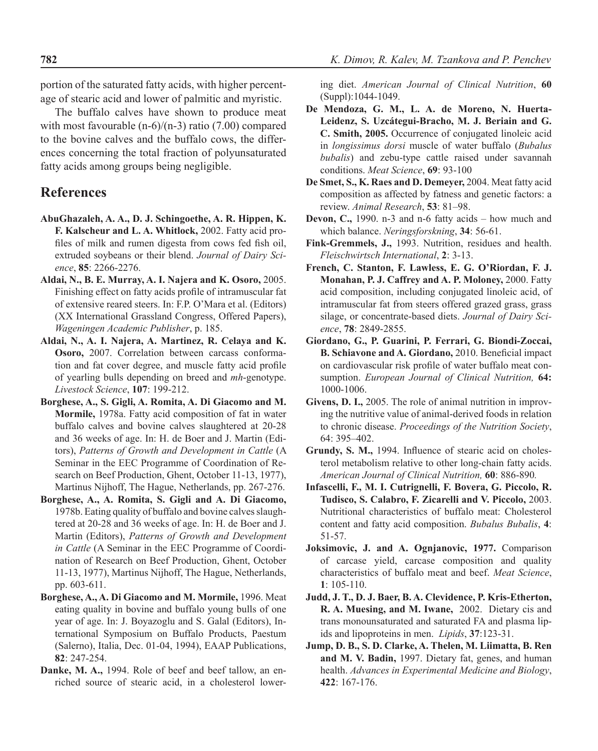portion of the saturated fatty acids, with higher percentage of stearic acid and lower of palmitic and myristic.

The buffalo calves have shown to produce meat with most favourable (n-6)/(n-3) ratio (7.00) compared to the bovine calves and the buffalo cows, the differences concerning the total fraction of polyunsaturated fatty acids among groups being negligible.

## References

**AbuGhazaleh, A. A., D. J. Schingoethe, A. R. Hippen, K. F. Kalscheur and L. A. Whitlock,** 2002. Fatty acid profiles of milk and rumen digesta from cows fed fish oil, extruded soybeans or their blend. *Journal of Dairy Science*, **85**: 2266-2276.

**Aldai, N., B. E. Murray, A. I. Najera and K. Osoro,** 2005. Finishing effect on fatty acids profile of intramuscular fat of extensive reared steers. In: F.P. O'Mara et al. (Editors) (XX International Grassland Congress, Offered Papers), *Wageningen Academic Publisher*, p. 185.

**Aldai, N., A. I. Najera, A. Martinez, R. Celaya and K. Osoro,** 2007. Correlation between carcass conformation and fat cover degree, and muscle fatty acid profile of yearling bulls depending on breed and *mh*-genotype. *Livestock Science*, **107**: 199-212.

**Borghese, A., S. Gigli, A. Romita, A. Di Giacomo and M. Mormile,** 1978a. Fatty acid composition of fat in water buffalo calves and bovine calves slaughtered at 20-28 and 36 weeks of age. In: H. de Boer and J. Martin (Editors), *Patterns of Growth and Development in Cattle* (A Seminar in the EEC Programme of Coordination of Research on Beef Production, Ghent, October 11-13, 1977), Martinus Nijhoff, The Hague, Netherlands, pp. 267-276.

**Borghese, A., A. Romita, S. Gigli and A. Di Giacomo,** 1978b. Eating quality of buffalo and bovine calves slaughtered at 20-28 and 36 weeks of age. In: H. de Boer and J. Martin (Editors), *Patterns of Growth and Development in Cattle* (A Seminar in the EEC Programme of Coordination of Research on Beef Production, Ghent, October 11-13, 1977), Martinus Nijhoff, The Hague, Netherlands, pp. 603-611.

**Borghese, A., A. Di Giacomo and M. Mormile,** 1996. Meat eating quality in bovine and buffalo young bulls of one year of age. In: J. Boyazoglu and S. Galal (Editors), International Symposium on Buffalo Products, Paestum (Salerno), Italia, Dec. 01-04, 1994), EAAP Publications, **82**: 247-254.

**Danke, M. A.,** 1994. Role of beef and beef tallow, an enriched source of stearic acid, in a cholesterol lowering diet. *American Journal of Clinical Nutrition*, **60** (Suppl):1044-1049.

**De Mendoza, G. M., L. A. de Moreno, N. Huerta-Leidenz, S. Uzcátegui-Bracho, M. J. Beriain and G. C. Smith, 2005.** Occurrence of conjugated linoleic acid in *longissimus dorsi* muscle of water buffalo (*Bubalus bubalis*) and zebu-type cattle raised under savannah conditions. *Meat Science*, **69**: 93-100

**De Smet, S., K. Raes and D. Demeyer,** 2004. Meat fatty acid composition as affected by fatness and genetic factors: a review. *Animal Research*, **53**: 81–98.

**Devon, C.,** 1990. n-3 and n-6 fatty acids – how much and which balance. *Neringsforskning*, **34**: 56-61.

**Fink-Gremmels, J.,** 1993. Nutrition, residues and health. *Fleischwirtsch International*, **2**: 3-13.

**French, C. Stanton, F. Lawless, E. G. O'Riordan, F. J. Monahan, P. J. Caffrey and A. P. Moloney,** 2000. Fatty acid composition, including conjugated linoleic acid, of intramuscular fat from steers offered grazed grass, grass silage, or concentrate-based diets. *Journal of Dairy Science*, **78**: 2849-2855.

**Giordano, G., P. Guarini, P. Ferrari, G. Biondi-Zoccai, B. Schiavone and A. Giordano,** 2010. Beneficial impact on cardiovascular risk profile of water buffalo meat consumption. *European Journal of Clinical Nutrition,* **64:** 1000-1006.

**Givens, D. I.,** 2005. The role of animal nutrition in improving the nutritive value of animal-derived foods in relation to chronic disease. *Proceedings of the Nutrition Society*, 64: 395–402.

**Grundy, S. M.,** 1994. Influence of stearic acid on cholesterol metabolism relative to other long-chain fatty acids. *American Journal of Clinical Nutrition,* **60**: 886-890*.*

**Infascelli, F., M. I. Cutrignelli, F. Bovera, G. Piccolo, R. Tudisco, S. Calabro, F. Zicarelli and V. Piccolo,** 2003. Nutritional characteristics of buffalo meat: Cholesterol content and fatty acid composition. *Bubalus Bubalis*, **4**: 51-57.

**Joksimovic, J. and A. Ognjanovic, 1977.** Comparison of carcase yield, carcase composition and quality characteristics of buffalo meat and beef. *Meat Science*, **1**: 105-110.

**Judd, J. T., D. J. Baer, B. A. Clevidence, P. Kris-Etherton, R. A. Muesing, and M. Iwane,** 2002. Dietary cis and trans monounsaturated and saturated FA and plasma lipids and lipoproteins in men. *Lipids*, **37**:123-31.

**Jump, D. B., S. D. Clarke, A. Thelen, M. Liimatta, B. Ren and M. V. Badin,** 1997. Dietary fat, genes, and human health. *Advances in Experimental Medicine and Biology*, **422**: 167-176.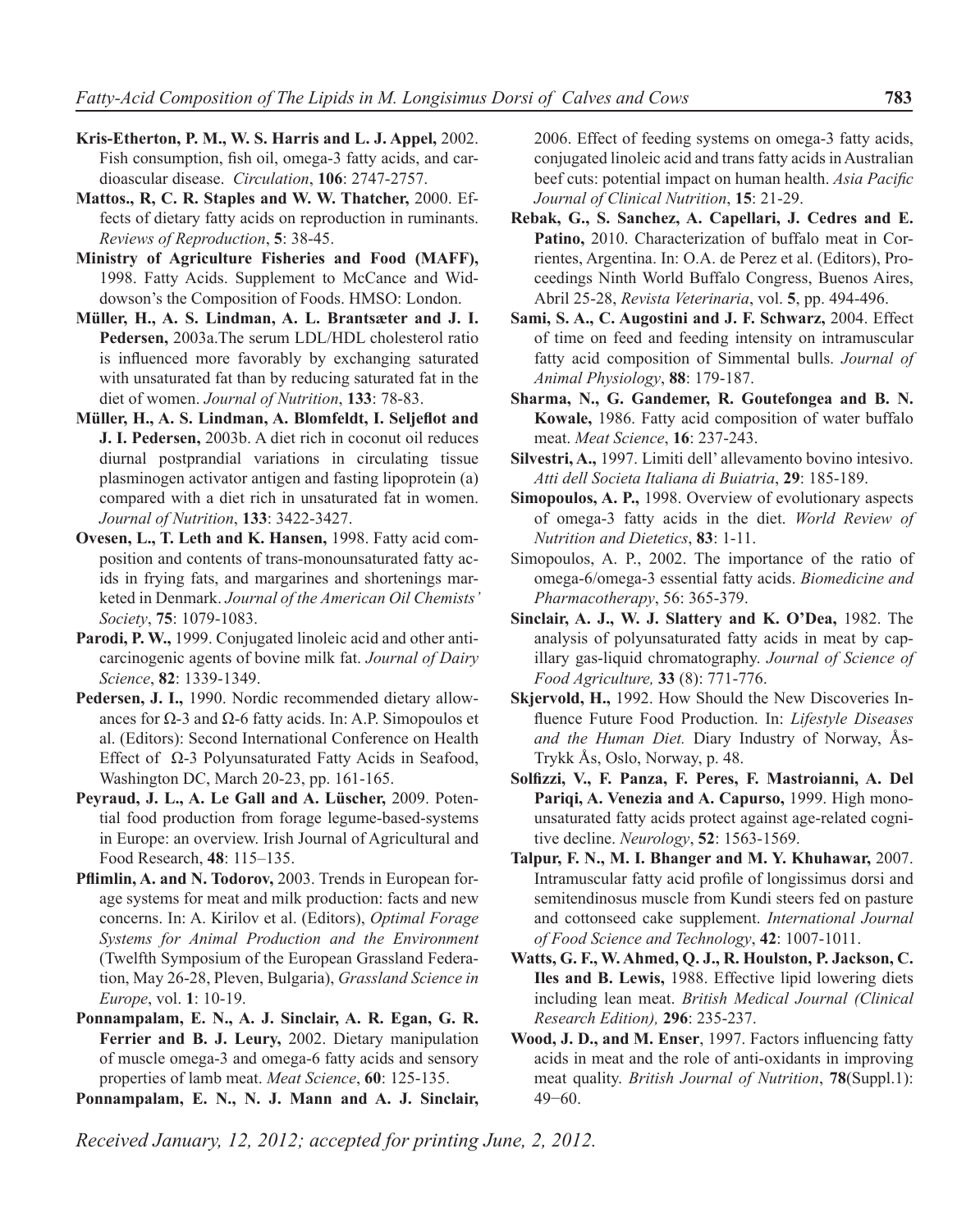**Kris-Etherton, P. M., W. S. Harris and L. J. Appel,** 2002. Fish consumption, fish oil, omega-3 fatty acids, and cardioascular disease. *Circulation*, **106**: 2747-2757.

**Mattos., R, C. R. Staples and W. W. Thatcher,** 2000. Effects of dietary fatty acids on reproduction in ruminants. *Reviews of Reproduction*, **5**: 38-45.

**Ministry of Agriculture Fisheries and Food (MAFF),** 1998. Fatty Acids. Supplement to McCance and Widdowson's the Composition of Foods. HMSO: London.

**Müller, H., A. S. Lindman, A. L. Brantsæter and J. I. Pedersen,** 2003a.The serum LDL/HDL cholesterol ratio is influenced more favorably by exchanging saturated with unsaturated fat than by reducing saturated fat in the diet of women. *Journal of Nutrition*, **133**: 78-83.

**Müller, H., A. S. Lindman, A. Blomfeldt, I. Seljeflot and J. I. Pedersen,** 2003b. A diet rich in coconut oil reduces diurnal postprandial variations in circulating tissue plasminogen activator antigen and fasting lipoprotein (a) compared with a diet rich in unsaturated fat in women. *Journal of Nutrition*, **133**: 3422-3427.

**Ovesen, L., T. Leth and K. Hansen,** 1998. Fatty acid composition and contents of trans-monounsaturated fatty acids in frying fats, and margarines and shortenings marketed in Denmark. *Journal of the American Oil Chemists' Society*, **75**: 1079-1083.

**Parodi, P. W.,** 1999. Conjugated linoleic acid and other anticarcinogenic agents of bovine milk fat. *Journal of Dairy Science*, **82**: 1339-1349.

**Pedersen, J. I.,** 1990. Nordic recommended dietary allowances for Ω-3 and Ω-6 fatty acids. In: A.P. Simopoulos et al. (Editors): Second International Conference on Health Effect of Ω-3 Polyunsaturated Fatty Acids in Seafood, Washington DC, March 20-23, pp. 161-165.

**Peyraud, J. L., A. Le Gall and A. Lüscher,** 2009. Potential food production from forage legume-based-systems in Europe: an overview. Irish Journal of Agricultural and Food Research, **48**: 115–135.

**Pflimlin, A. and N. Todorov,** 2003. Trends in European forage systems for meat and milk production: facts and new concerns. In: A. Kirilov et al. (Editors), *Optimal Forage Systems for Animal Production and the Environment* (Twelfth Symposium of the European Grassland Federation, May 26-28, Pleven, Bulgaria), *Grassland Science in Europe*, vol. **1**: 10-19.

**Ponnampalam, E. N., A. J. Sinclair, A. R. Egan, G. R. Ferrier and B. J. Leury,** 2002. Dietary manipulation of muscle omega-3 and omega-6 fatty acids and sensory properties of lamb meat. *Meat Science*, **60**: 125-135.

**Ponnampalam, E. N., N. J. Mann and A. J. Sinclair,** 2006. Effect of feeding systems on omega-3 fatty acids, conjugated linoleic acid and trans fatty acids in Australian beef cuts: potential impact on human health. *Asia Pacific Journal of Clinical Nutrition*, **15**: 21-29.

**Rebak, G., S. Sanchez, A. Capellari, J. Cedres and E. Patino,** 2010. Characterization of buffalo meat in Corrientes, Argentina. In: O.A. de Perez et al. (Editors), Proceedings Ninth World Buffalo Congress, Buenos Aires, Abril 25-28, *Revista Veterinaria*, vol. **5**, pp. 494-496.

**Sami, S. A., C. Augostini and J. F. Schwarz,** 2004. Effect of time on feed and feeding intensity on intramuscular fatty acid composition of Simmental bulls. *Journal of Animal Physiology*, **88**: 179-187.

**Sharma, N., G. Gandemer, R. Goutefongea and B. N. Kowale,** 1986. Fatty acid composition of water buffalo meat. *Meat Science*, **16**: 237-243.

**Silvestri, A.,** 1997. Limiti dell' allevamento bovino intesivo. *Atti dell Societa Italiana di Buiatria*, **29**: 185-189.

**Simopoulos, A. P.,** 1998. Overview of evolutionary aspects of omega-3 fatty acids in the diet. *World Review of Nutrition and Dietetics*, **83**: 1-11.

Simopoulos, A. P., 2002. The importance of the ratio of omega-6/omega-3 essential fatty acids. *Biomedicine and Pharmacotherapy*, 56: 365-379.

**Sinclair, A. J., W. J. Slattery and K. O'Dea,** 1982. The analysis of polyunsaturated fatty acids in meat by capillary gas-liquid chromatography. *Journal of Science of Food Agriculture,* **33** (8): 771-776.

**Skjervold, H.,** 1992. How Should the New Discoveries Influence Future Food Production. In: *Lifestyle Diseases and the Human Diet.* Diary Industry of Norway, Ås-Trykk Ås, Oslo, Norway, p. 48.

**Solfizzi, V., F. Panza, F. Peres, F. Mastroianni, A. Del Pariqi, A. Venezia and A. Capurso,** 1999. High monounsaturated fatty acids protect against age-related cognitive decline. *Neurology*, **52**: 1563-1569.

**Talpur, F. N., M. I. Bhanger and M. Y. Khuhawar,** 2007. Intramuscular fatty acid profile of longissimus dorsi and semitendinosus muscle from Kundi steers fed on pasture and cottonseed cake supplement. *International Journal of Food Science and Technology*, **42**: 1007-1011.

**Watts, G. F., W. Ahmed, Q. J., R. Houlston, P. Jackson, C. Iles and B. Lewis,** 1988. Effective lipid lowering diets including lean meat. *British Medical Journal (Clinical Research Edition),* **296**: 235-237.

**Wood, J. D., and M. Enser**, 1997. Factors influencing fatty acids in meat and the role of anti-oxidants in improving meat quality. *British Journal of Nutrition*, **78**(Suppl.1): 49−60.

*Received January, 12, 2012; accepted for printing June, 2, 2012.*